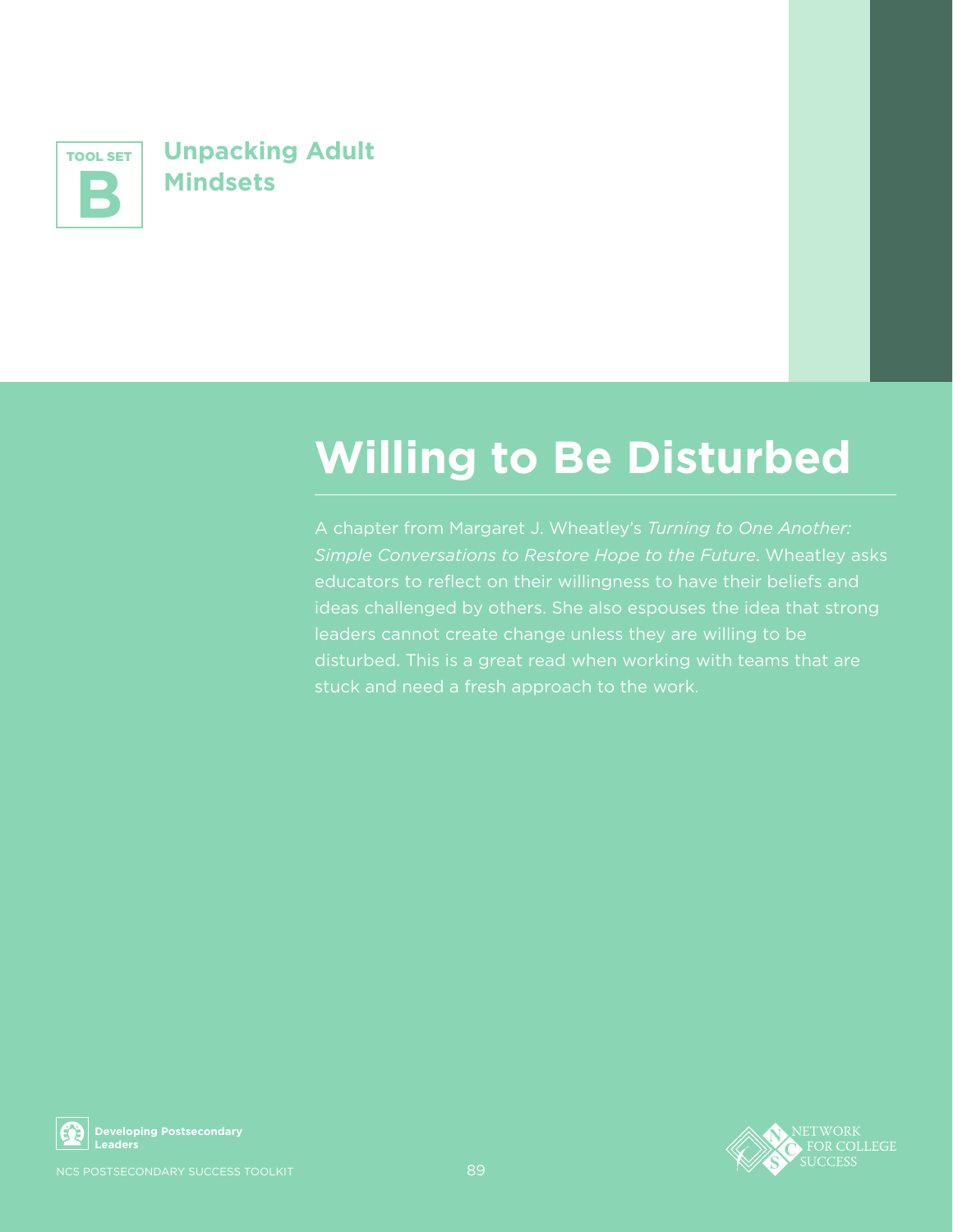TOOL SET **B**

## Unpacking Adult Mindsets

# Willing to Be Disturbed

A chapter from Margaret J. Wheatley's *Turning to One Another: Simple Conversations to Restore Hope to the Future*. Wheatley asks educators to reflect on their willingness to have their beliefs and ideas challenged by others. She also espouses the idea that strong leaders cannot create change unless they are willing to be disturbed. This is a great read when working with teams that are stuck and need a fresh approach to the work.

**Developing Postsecondary Leaders**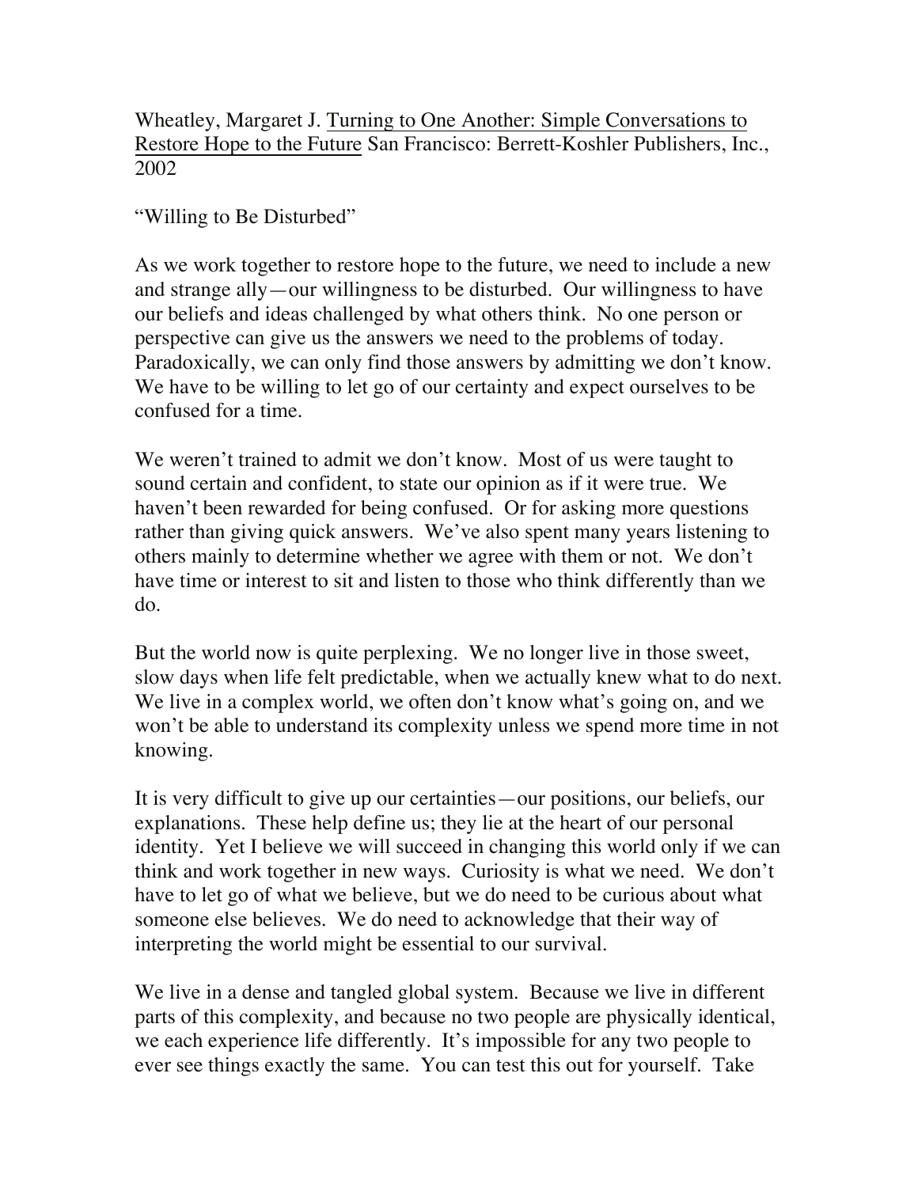Wheatley, Margaret J. <u>Turning to One Another: Simple Conversations to Restore Hope to the Future</u> San Francisco: Berrett-Koshler Publishers, Inc., 2002

"Willing to Be Disturbed"

As we work together to restore hope to the future, we need to include a new and strange ally—our willingness to be disturbed. Our willingness to have our beliefs and ideas challenged by what others think. No one person or perspective can give us the answers we need to the problems of today. Paradoxically, we can only find those answers by admitting we don't know. We have to be willing to let go of our certainty and expect ourselves to be confused for a time.

We weren't trained to admit we don't know. Most of us were taught to sound certain and confident, to state our opinion as if it were true. We haven't been rewarded for being confused. Or for asking more questions rather than giving quick answers. We've also spent many years listening to others mainly to determine whether we agree with them or not. We don't have time or interest to sit and listen to those who think differently than we do.

But the world now is quite perplexing. We no longer live in those sweet, slow days when life felt predictable, when we actually knew what to do next. We live in a complex world, we often don't know what's going on, and we won't be able to understand its complexity unless we spend more time in not knowing.

It is very difficult to give up our certainties—our positions, our beliefs, our explanations. These help define us; they lie at the heart of our personal identity. Yet I believe we will succeed in changing this world only if we can think and work together in new ways. Curiosity is what we need. We don't have to let go of what we believe, but we do need to be curious about what someone else believes. We do need to acknowledge that their way of interpreting the world might be essential to our survival.

We live in a dense and tangled global system. Because we live in different parts of this complexity, and because no two people are physically identical, we each experience life differently. It's impossible for any two people to ever see things exactly the same. You can test this out for yourself. Take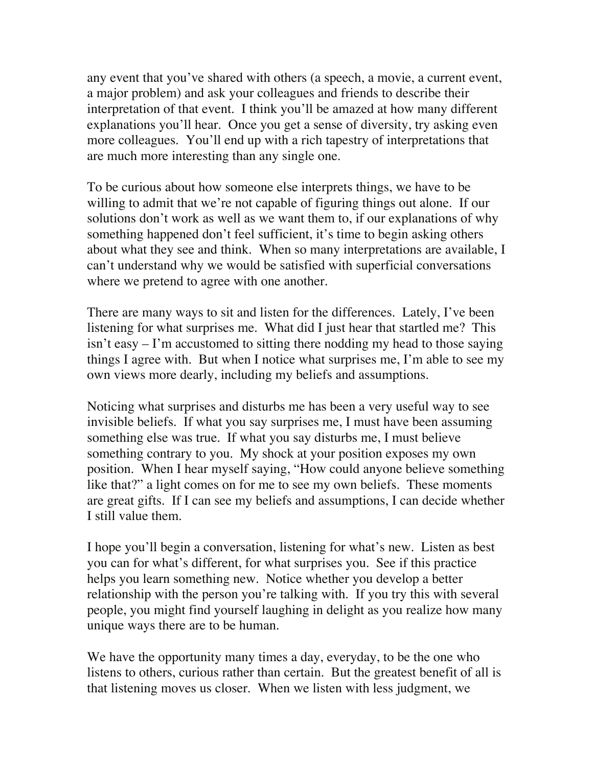any event that you've shared with others (a speech, a movie, a current event, a major problem) and ask your colleagues and friends to describe their interpretation of that event. I think you'll be amazed at how many different explanations you'll hear. Once you get a sense of diversity, try asking even more colleagues. You'll end up with a rich tapestry of interpretations that are much more interesting than any single one.

To be curious about how someone else interprets things, we have to be willing to admit that we're not capable of figuring things out alone. If our solutions don't work as well as we want them to, if our explanations of why something happened don't feel sufficient, it's time to begin asking others about what they see and think. When so many interpretations are available, I can't understand why we would be satisfied with superficial conversations where we pretend to agree with one another.

There are many ways to sit and listen for the differences. Lately, I've been listening for what surprises me. What did I just hear that startled me? This isn't easy – I'm accustomed to sitting there nodding my head to those saying things I agree with. But when I notice what surprises me, I'm able to see my own views more dearly, including my beliefs and assumptions.

Noticing what surprises and disturbs me has been a very useful way to see invisible beliefs. If what you say surprises me, I must have been assuming something else was true. If what you say disturbs me, I must believe something contrary to you. My shock at your position exposes my own position. When I hear myself saying, "How could anyone believe something like that?" a light comes on for me to see my own beliefs. These moments are great gifts. If I can see my beliefs and assumptions, I can decide whether I still value them.

I hope you'll begin a conversation, listening for what's new. Listen as best you can for what's different, for what surprises you. See if this practice helps you learn something new. Notice whether you develop a better relationship with the person you're talking with. If you try this with several people, you might find yourself laughing in delight as you realize how many unique ways there are to be human.

We have the opportunity many times a day, everyday, to be the one who listens to others, curious rather than certain. But the greatest benefit of all is that listening moves us closer. When we listen with less judgment, we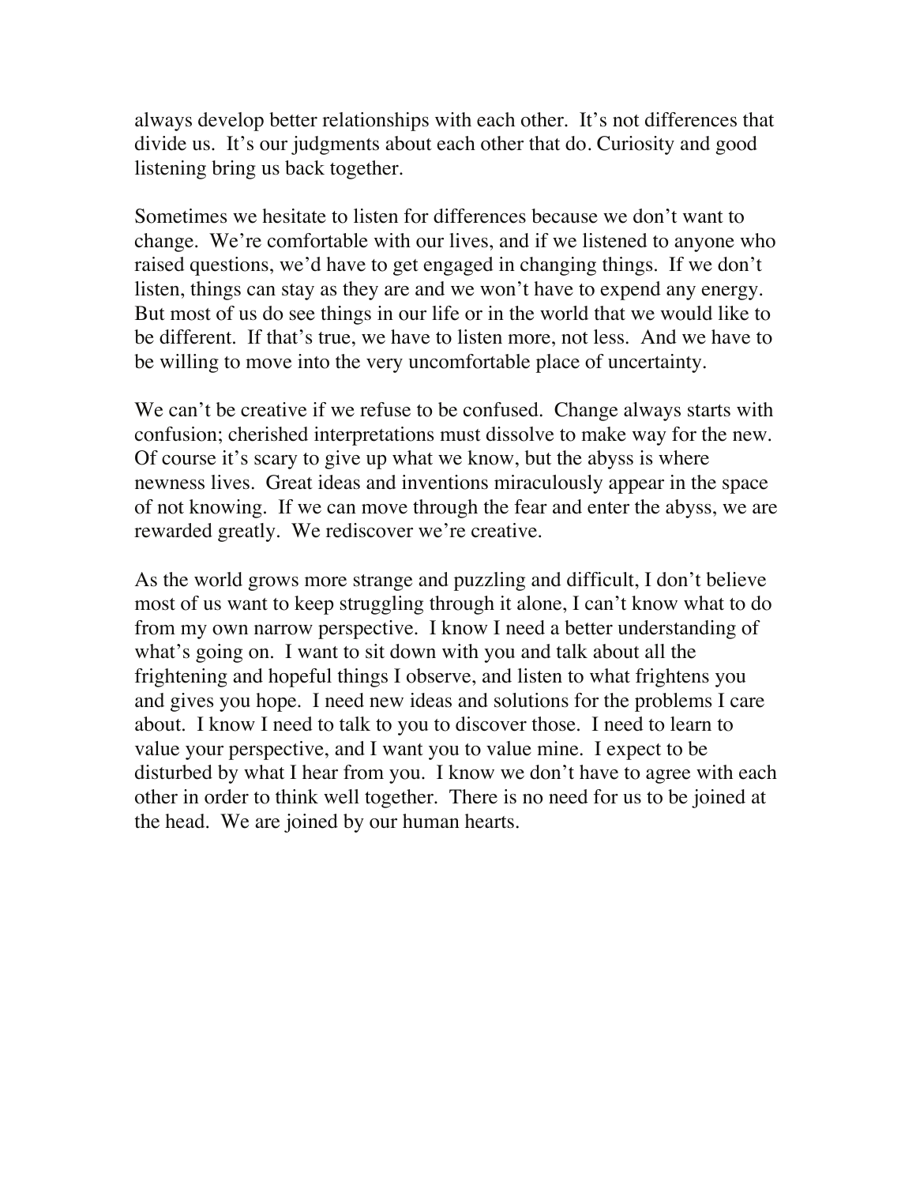always develop better relationships with each other. It's not differences that divide us. It's our judgments about each other that do. Curiosity and good listening bring us back together.

Sometimes we hesitate to listen for differences because we don't want to change. We're comfortable with our lives, and if we listened to anyone who raised questions, we'd have to get engaged in changing things. If we don't listen, things can stay as they are and we won't have to expend any energy. But most of us do see things in our life or in the world that we would like to be different. If that's true, we have to listen more, not less. And we have to be willing to move into the very uncomfortable place of uncertainty.

We can't be creative if we refuse to be confused. Change always starts with confusion; cherished interpretations must dissolve to make way for the new. Of course it's scary to give up what we know, but the abyss is where newness lives. Great ideas and inventions miraculously appear in the space of not knowing. If we can move through the fear and enter the abyss, we are rewarded greatly. We rediscover we're creative.

As the world grows more strange and puzzling and difficult, I don't believe most of us want to keep struggling through it alone, I can't know what to do from my own narrow perspective. I know I need a better understanding of what's going on. I want to sit down with you and talk about all the frightening and hopeful things I observe, and listen to what frightens you and gives you hope. I need new ideas and solutions for the problems I care about. I know I need to talk to you to discover those. I need to learn to value your perspective, and I want you to value mine. I expect to be disturbed by what I hear from you. I know we don't have to agree with each other in order to think well together. There is no need for us to be joined at the head. We are joined by our human hearts.